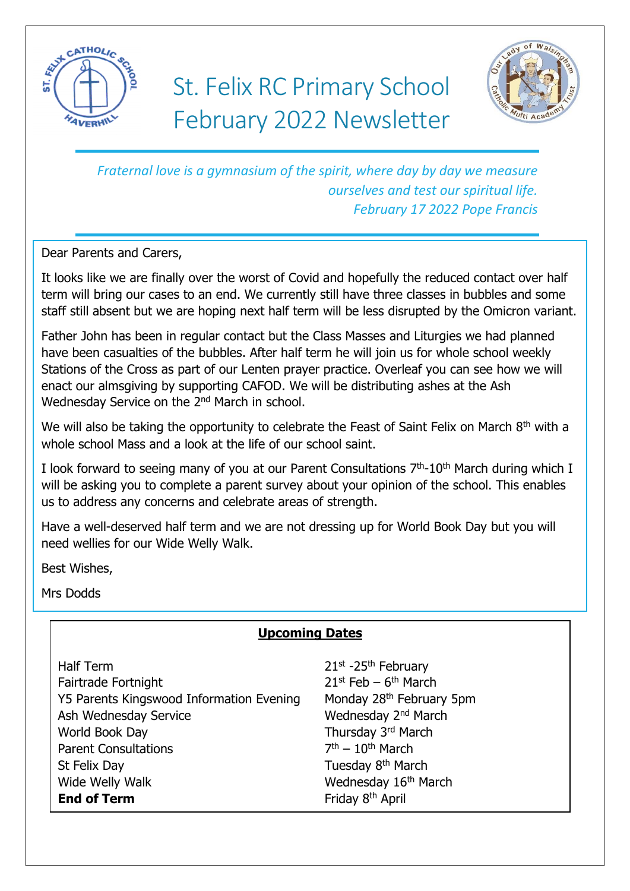# St. Felix RC Primary School February 2022 Newsletter

*Fraternal love is a gymnasium of the spirit, where day by day we measure ourselves and test our spiritual life.*
*February 17 2022 Pope Francis*

Dear Parents and Carers,

It looks like we are finally over the worst of Covid and hopefully the reduced contact over half term will bring our cases to an end. We currently still have three classes in bubbles and some staff still absent but we are hoping next half term will be less disrupted by the Omicron variant.

Father John has been in regular contact but the Class Masses and Liturgies we had planned have been casualties of the bubbles. After half term he will join us for whole school weekly Stations of the Cross as part of our Lenten prayer practice. Overleaf you can see how we will enact our almsgiving by supporting CAFOD. We will be distributing ashes at the Ash Wednesday Service on the 2nd March in school.

We will also be taking the opportunity to celebrate the Feast of Saint Felix on March 8th with a whole school Mass and a look at the life of our school saint.

I look forward to seeing many of you at our Parent Consultations 7th-10th March during which I will be asking you to complete a parent survey about your opinion of the school. This enables us to address any concerns and celebrate areas of strength.

Have a well-deserved half term and we are not dressing up for World Book Day but you will need wellies for our Wide Welly Walk.

Best Wishes,

Mrs Dodds

## Upcoming Dates

| | |
|---|---|
| Half Term | 21st -25th February |
| Fairtrade Fortnight | 21st Feb – 6th March |
| Y5 Parents Kingswood Information Evening | Monday 28th February 5pm |
| Ash Wednesday Service | Wednesday 2nd March |
| World Book Day | Thursday 3rd March |
| Parent Consultations | 7th – 10th March |
| St Felix Day | Tuesday 8th March |
| Wide Welly Walk | Wednesday 16th March |
| **End of Term** | Friday 8th April |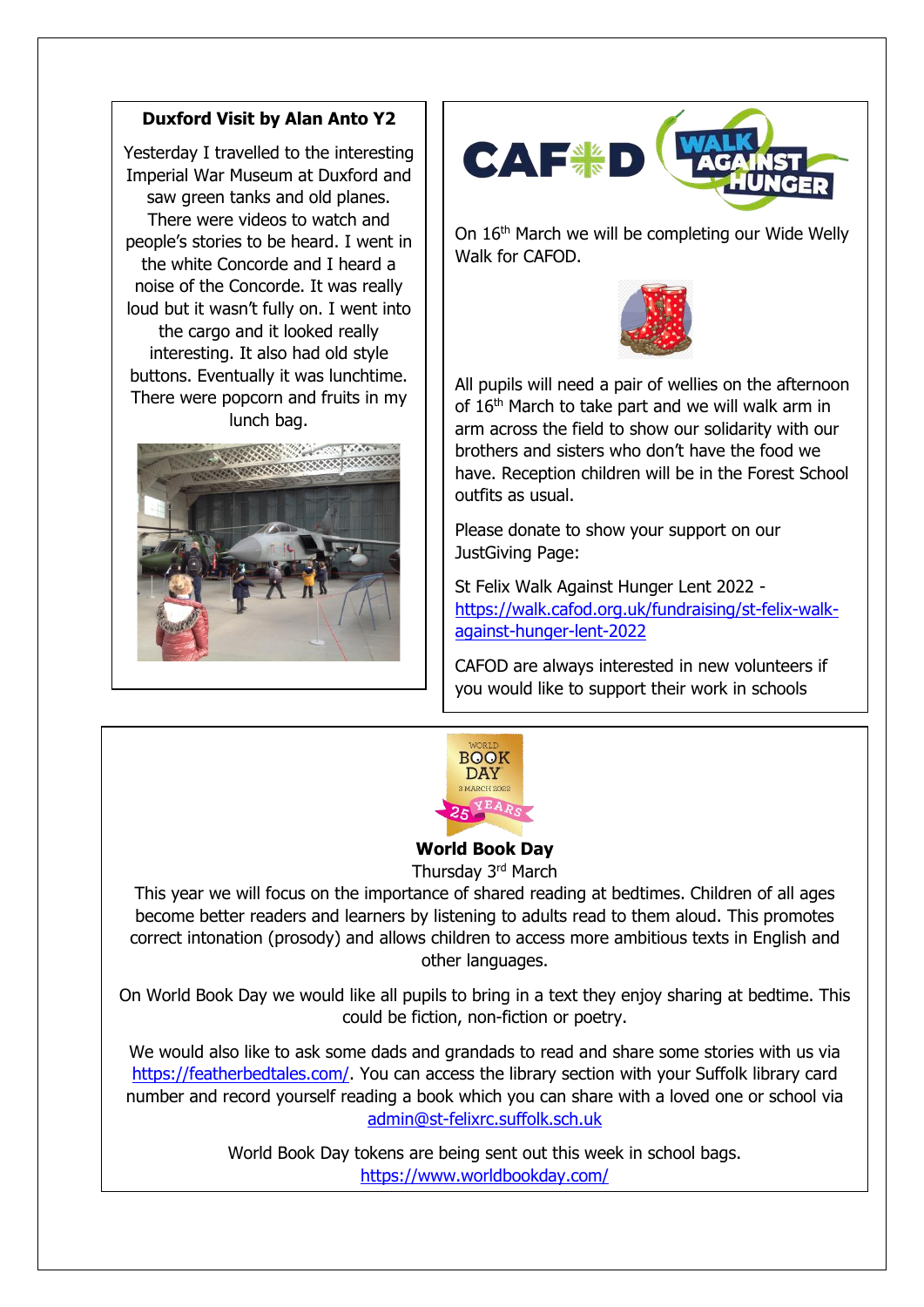### Duxford Visit by Alan Anto Y2

Yesterday I travelled to the interesting Imperial War Museum at Duxford and saw green tanks and old planes. There were videos to watch and people's stories to be heard. I went in the white Concorde and I heard a noise of the Concorde. It was really loud but it wasn't fully on. I went into the cargo and it looked really interesting. It also had old style buttons. Eventually it was lunchtime. There were popcorn and fruits in my lunch bag.

### CAFOD Walk Against Hunger

On 16th March we will be completing our Wide Welly Walk for CAFOD.

All pupils will need a pair of wellies on the afternoon of 16th March to take part and we will walk arm in arm across the field to show our solidarity with our brothers and sisters who don't have the food we have. Reception children will be in the Forest School outfits as usual.

Please donate to show your support on our JustGiving Page:

St Felix Walk Against Hunger Lent 2022 - https://walk.cafod.org.uk/fundraising/st-felix-walk-against-hunger-lent-2022

CAFOD are always interested in new volunteers if you would like to support their work in schools

### World Book Day

Thursday 3rd March

This year we will focus on the importance of shared reading at bedtimes. Children of all ages become better readers and learners by listening to adults read to them aloud. This promotes correct intonation (prosody) and allows children to access more ambitious texts in English and other languages.

On World Book Day we would like all pupils to bring in a text they enjoy sharing at bedtime. This could be fiction, non-fiction or poetry.

We would also like to ask some dads and grandads to read and share some stories with us via https://featherbedtales.com/. You can access the library section with your Suffolk library card number and record yourself reading a book which you can share with a loved one or school via admin@st-felixrc.suffolk.sch.uk

World Book Day tokens are being sent out this week in school bags.
https://www.worldbookday.com/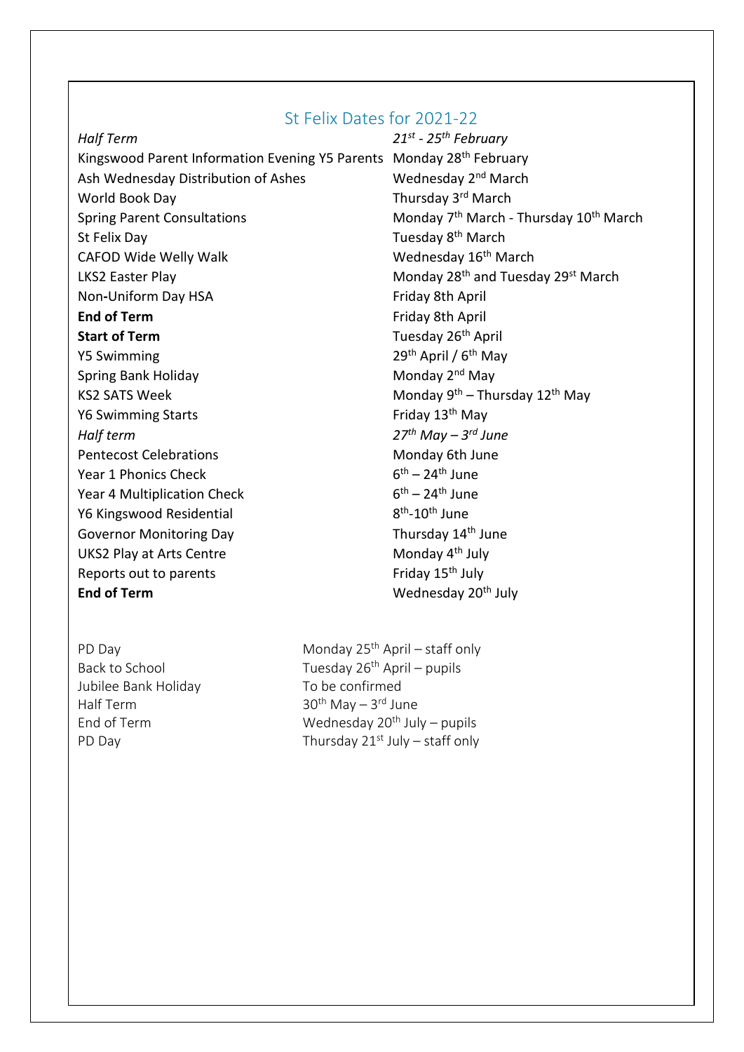## St Felix Dates for 2021-22

| | |
|---|---|
| *Half Term* | *21st - 25th February* |
| Kingswood Parent Information Evening Y5 Parents | Monday 28th February |
| Ash Wednesday Distribution of Ashes | Wednesday 2nd March |
| World Book Day | Thursday 3rd March |
| Spring Parent Consultations | Monday 7th March - Thursday 10th March |
| St Felix Day | Tuesday 8th March |
| CAFOD Wide Welly Walk | Wednesday 16th March |
| LKS2 Easter Play | Monday 28th and Tuesday 29st March |
| Non-Uniform Day HSA | Friday 8th April |
| **End of Term** | Friday 8th April |
| **Start of Term** | Tuesday 26th April |
| Y5 Swimming | 29th April / 6th May |
| Spring Bank Holiday | Monday 2nd May |
| KS2 SATS Week | Monday 9th – Thursday 12th May |
| Y6 Swimming Starts | Friday 13th May |
| *Half term* | *27th May – 3rd June* |
| Pentecost Celebrations | Monday 6th June |
| Year 1 Phonics Check | 6th – 24th June |
| Year 4 Multiplication Check | 6th – 24th June |
| Y6 Kingswood Residential | 8th-10th June |
| Governor Monitoring Day | Thursday 14th June |
| UKS2 Play at Arts Centre | Monday 4th July |
| Reports out to parents | Friday 15th July |
| **End of Term** | Wednesday 20th July |

| | |
|---|---|
| PD Day | Monday 25th April – staff only |
| Back to School | Tuesday 26th April – pupils |
| Jubilee Bank Holiday | To be confirmed |
| Half Term | 30th May – 3rd June |
| End of Term | Wednesday 20th July – pupils |
| PD Day | Thursday 21st July – staff only |